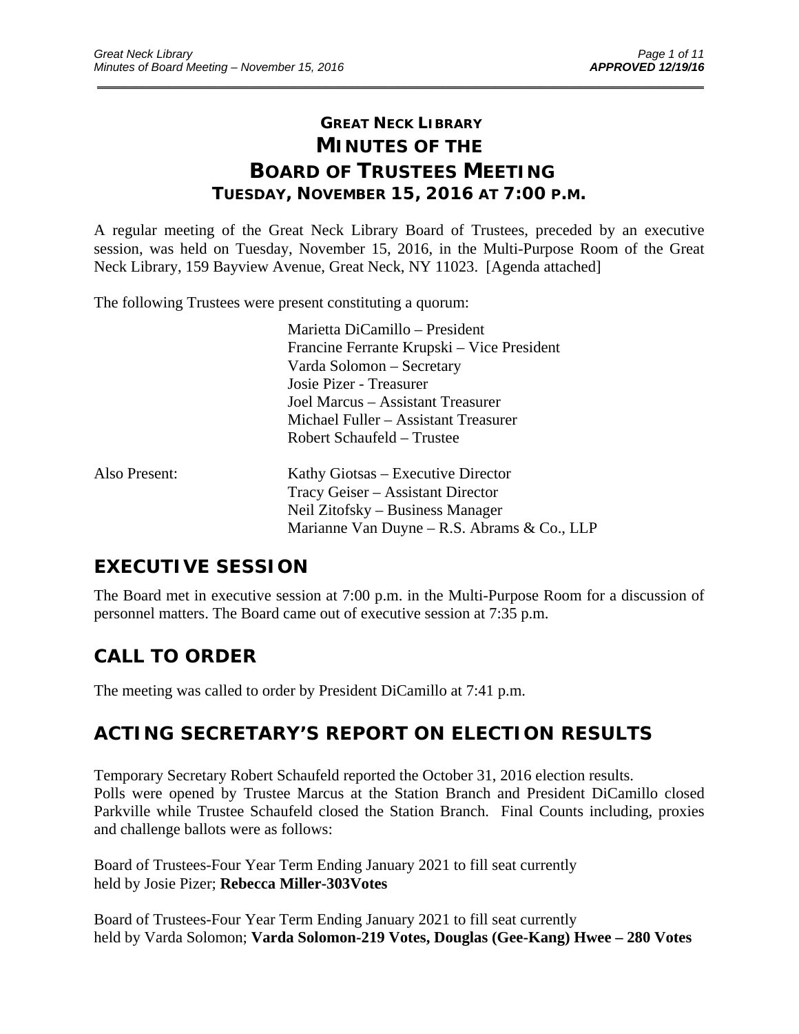# GREAT NECK LIBRARY
# MINUTES OF THE BOARD OF TRUSTEES MEETING
### TUESDAY, NOVEMBER 15, 2016 AT 7:00 P.M.

A regular meeting of the Great Neck Library Board of Trustees, preceded by an executive session, was held on Tuesday, November 15, 2016, in the Multi-Purpose Room of the Great Neck Library, 159 Bayview Avenue, Great Neck, NY 11023. [Agenda attached]

The following Trustees were present constituting a quorum:

Marietta DiCamillo – President
Francine Ferrante Krupski – Vice President
Varda Solomon – Secretary
Josie Pizer - Treasurer
Joel Marcus – Assistant Treasurer
Michael Fuller – Assistant Treasurer
Robert Schaufeld – Trustee

Also Present:

Kathy Giotsas – Executive Director
Tracy Geiser – Assistant Director
Neil Zitofsky – Business Manager
Marianne Van Duyne – R.S. Abrams & Co., LLP

## EXECUTIVE SESSION

The Board met in executive session at 7:00 p.m. in the Multi-Purpose Room for a discussion of personnel matters. The Board came out of executive session at 7:35 p.m.

## CALL TO ORDER

The meeting was called to order by President DiCamillo at 7:41 p.m.

## ACTING SECRETARY'S REPORT ON ELECTION RESULTS

Temporary Secretary Robert Schaufeld reported the October 31, 2016 election results.
Polls were opened by Trustee Marcus at the Station Branch and President DiCamillo closed Parkville while Trustee Schaufeld closed the Station Branch. Final Counts including, proxies and challenge ballots were as follows:

Board of Trustees-Four Year Term Ending January 2021 to fill seat currently held by Josie Pizer; **Rebecca Miller-303Votes**

Board of Trustees-Four Year Term Ending January 2021 to fill seat currently held by Varda Solomon; **Varda Solomon-219 Votes, Douglas (Gee-Kang) Hwee – 280 Votes**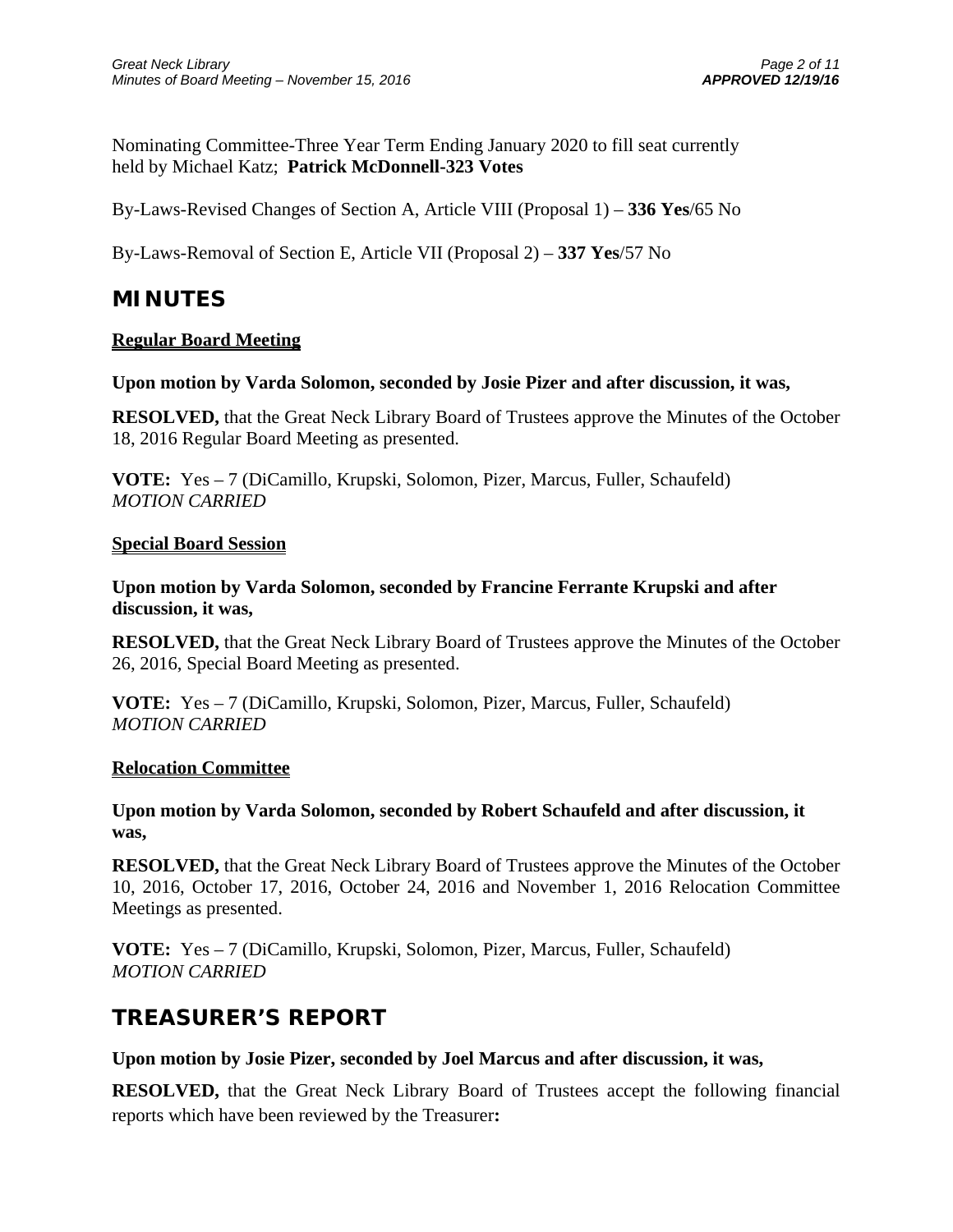Nominating Committee-Three Year Term Ending January 2020 to fill seat currently held by Michael Katz; **Patrick McDonnell-323 Votes**

By-Laws-Revised Changes of Section A, Article VIII (Proposal 1) – **336 Yes**/65 No

By-Laws-Removal of Section E, Article VII (Proposal 2) – **337 Yes**/57 No

## MINUTES

**Regular Board Meeting**

**Upon motion by Varda Solomon, seconded by Josie Pizer and after discussion, it was,**

**RESOLVED,** that the Great Neck Library Board of Trustees approve the Minutes of the October 18, 2016 Regular Board Meeting as presented.

**VOTE:** Yes – 7 (DiCamillo, Krupski, Solomon, Pizer, Marcus, Fuller, Schaufeld)
*MOTION CARRIED*

**Special Board Session**

**Upon motion by Varda Solomon, seconded by Francine Ferrante Krupski and after discussion, it was,**

**RESOLVED,** that the Great Neck Library Board of Trustees approve the Minutes of the October 26, 2016, Special Board Meeting as presented.

**VOTE:** Yes – 7 (DiCamillo, Krupski, Solomon, Pizer, Marcus, Fuller, Schaufeld)
*MOTION CARRIED*

**Relocation Committee**

**Upon motion by Varda Solomon, seconded by Robert Schaufeld and after discussion, it was,**

**RESOLVED,** that the Great Neck Library Board of Trustees approve the Minutes of the October 10, 2016, October 17, 2016, October 24, 2016 and November 1, 2016 Relocation Committee Meetings as presented.

**VOTE:** Yes – 7 (DiCamillo, Krupski, Solomon, Pizer, Marcus, Fuller, Schaufeld)
*MOTION CARRIED*

## TREASURER'S REPORT

**Upon motion by Josie Pizer, seconded by Joel Marcus and after discussion, it was,**

**RESOLVED,** that the Great Neck Library Board of Trustees accept the following financial reports which have been reviewed by the Treasurer**:**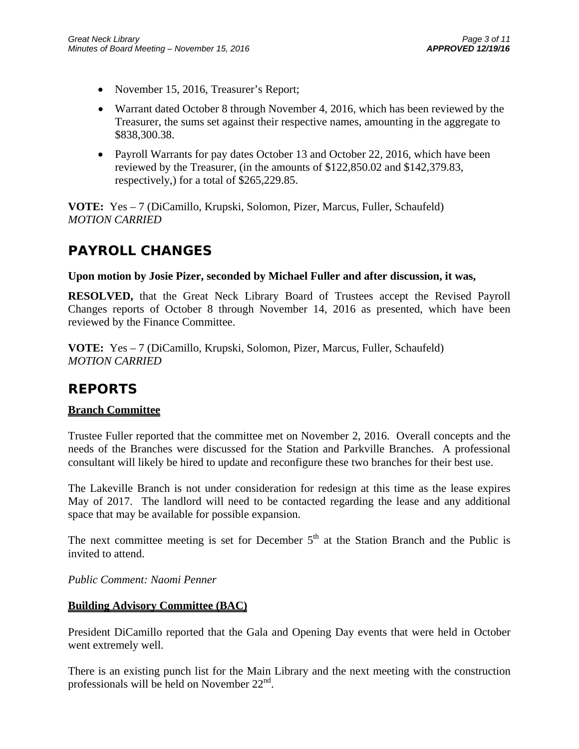- November 15, 2016, Treasurer's Report;
- Warrant dated October 8 through November 4, 2016, which has been reviewed by the Treasurer, the sums set against their respective names, amounting in the aggregate to $838,300.38.
- Payroll Warrants for pay dates October 13 and October 22, 2016, which have been reviewed by the Treasurer, (in the amounts of $122,850.02 and $142,379.83, respectively,) for a total of $265,229.85.

**VOTE:** Yes – 7 (DiCamillo, Krupski, Solomon, Pizer, Marcus, Fuller, Schaufeld)
*MOTION CARRIED*

## PAYROLL CHANGES

**Upon motion by Josie Pizer, seconded by Michael Fuller and after discussion, it was,**

**RESOLVED,** that the Great Neck Library Board of Trustees accept the Revised Payroll Changes reports of October 8 through November 14, 2016 as presented, which have been reviewed by the Finance Committee.

**VOTE:** Yes – 7 (DiCamillo, Krupski, Solomon, Pizer, Marcus, Fuller, Schaufeld)
*MOTION CARRIED*

## REPORTS

### Branch Committee

Trustee Fuller reported that the committee met on November 2, 2016. Overall concepts and the needs of the Branches were discussed for the Station and Parkville Branches. A professional consultant will likely be hired to update and reconfigure these two branches for their best use.

The Lakeville Branch is not under consideration for redesign at this time as the lease expires May of 2017. The landlord will need to be contacted regarding the lease and any additional space that may be available for possible expansion.

The next committee meeting is set for December 5th at the Station Branch and the Public is invited to attend.

*Public Comment: Naomi Penner*

### Building Advisory Committee (BAC)

President DiCamillo reported that the Gala and Opening Day events that were held in October went extremely well.

There is an existing punch list for the Main Library and the next meeting with the construction professionals will be held on November 22nd.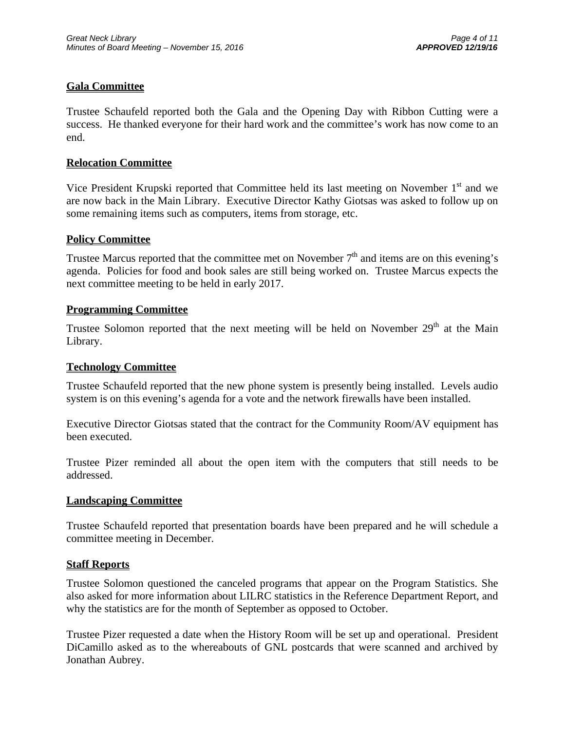## Gala Committee

Trustee Schaufeld reported both the Gala and the Opening Day with Ribbon Cutting were a success. He thanked everyone for their hard work and the committee's work has now come to an end.

## Relocation Committee

Vice President Krupski reported that Committee held its last meeting on November 1st and we are now back in the Main Library. Executive Director Kathy Giotsas was asked to follow up on some remaining items such as computers, items from storage, etc.

## Policy Committee

Trustee Marcus reported that the committee met on November 7th and items are on this evening's agenda. Policies for food and book sales are still being worked on. Trustee Marcus expects the next committee meeting to be held in early 2017.

## Programming Committee

Trustee Solomon reported that the next meeting will be held on November 29th at the Main Library.

## Technology Committee

Trustee Schaufeld reported that the new phone system is presently being installed. Levels audio system is on this evening's agenda for a vote and the network firewalls have been installed.

Executive Director Giotsas stated that the contract for the Community Room/AV equipment has been executed.

Trustee Pizer reminded all about the open item with the computers that still needs to be addressed.

## Landscaping Committee

Trustee Schaufeld reported that presentation boards have been prepared and he will schedule a committee meeting in December.

## Staff Reports

Trustee Solomon questioned the canceled programs that appear on the Program Statistics. She also asked for more information about LILRC statistics in the Reference Department Report, and why the statistics are for the month of September as opposed to October.

Trustee Pizer requested a date when the History Room will be set up and operational. President DiCamillo asked as to the whereabouts of GNL postcards that were scanned and archived by Jonathan Aubrey.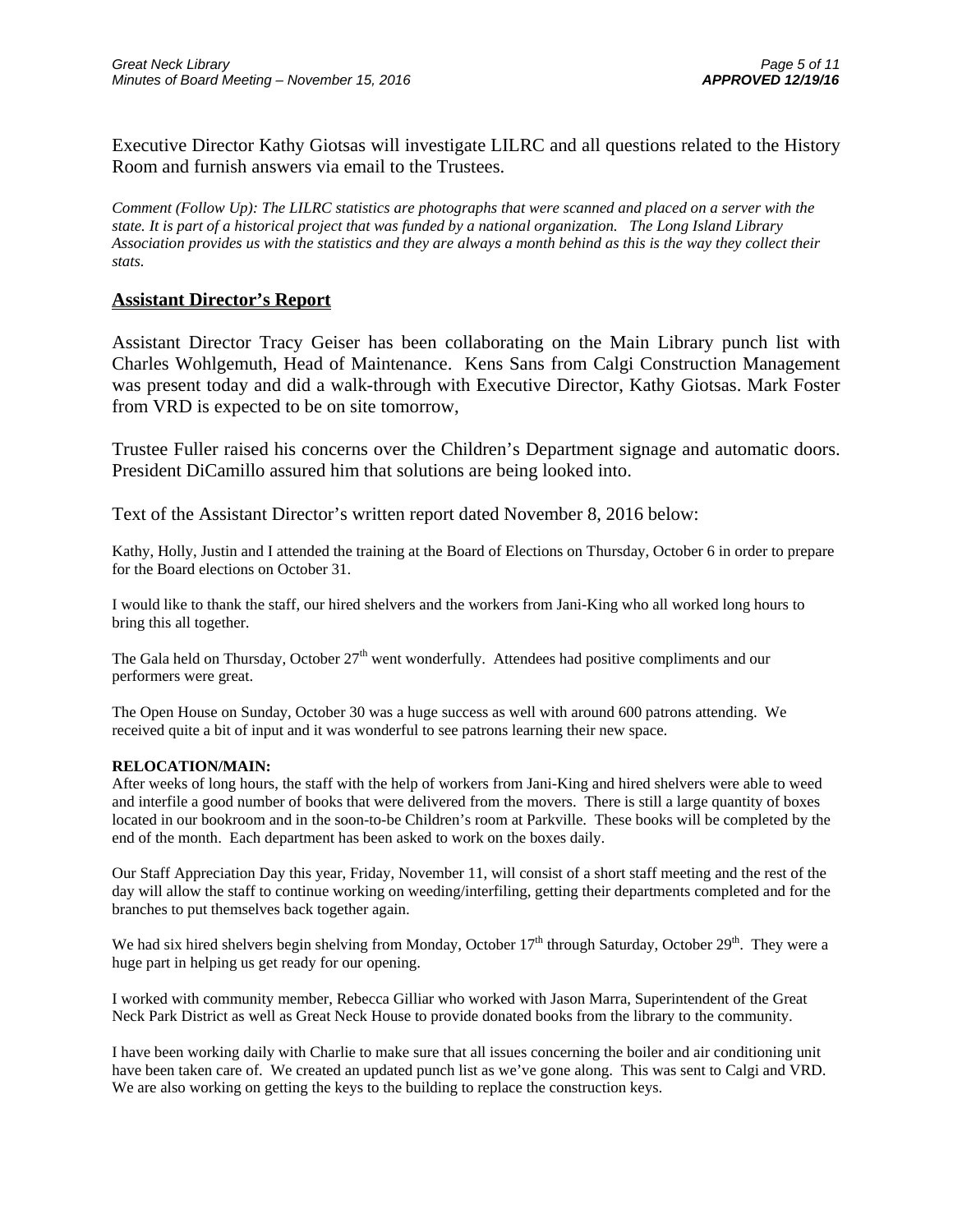Executive Director Kathy Giotsas will investigate LILRC and all questions related to the History Room and furnish answers via email to the Trustees.

*Comment (Follow Up): The LILRC statistics are photographs that were scanned and placed on a server with the state. It is part of a historical project that was funded by a national organization. The Long Island Library Association provides us with the statistics and they are always a month behind as this is the way they collect their stats.*

## Assistant Director's Report

Assistant Director Tracy Geiser has been collaborating on the Main Library punch list with Charles Wohlgemuth, Head of Maintenance. Kens Sans from Calgi Construction Management was present today and did a walk-through with Executive Director, Kathy Giotsas. Mark Foster from VRD is expected to be on site tomorrow,

Trustee Fuller raised his concerns over the Children's Department signage and automatic doors. President DiCamillo assured him that solutions are being looked into.

Text of the Assistant Director's written report dated November 8, 2016 below:

Kathy, Holly, Justin and I attended the training at the Board of Elections on Thursday, October 6 in order to prepare for the Board elections on October 31.

I would like to thank the staff, our hired shelvers and the workers from Jani-King who all worked long hours to bring this all together.

The Gala held on Thursday, October 27th went wonderfully. Attendees had positive compliments and our performers were great.

The Open House on Sunday, October 30 was a huge success as well with around 600 patrons attending. We received quite a bit of input and it was wonderful to see patrons learning their new space.

**RELOCATION/MAIN:**
After weeks of long hours, the staff with the help of workers from Jani-King and hired shelvers were able to weed and interfile a good number of books that were delivered from the movers. There is still a large quantity of boxes located in our bookroom and in the soon-to-be Children's room at Parkville. These books will be completed by the end of the month. Each department has been asked to work on the boxes daily.

Our Staff Appreciation Day this year, Friday, November 11, will consist of a short staff meeting and the rest of the day will allow the staff to continue working on weeding/interfiling, getting their departments completed and for the branches to put themselves back together again.

We had six hired shelvers begin shelving from Monday, October 17th through Saturday, October 29th. They were a huge part in helping us get ready for our opening.

I worked with community member, Rebecca Gilliar who worked with Jason Marra, Superintendent of the Great Neck Park District as well as Great Neck House to provide donated books from the library to the community.

I have been working daily with Charlie to make sure that all issues concerning the boiler and air conditioning unit have been taken care of. We created an updated punch list as we've gone along. This was sent to Calgi and VRD. We are also working on getting the keys to the building to replace the construction keys.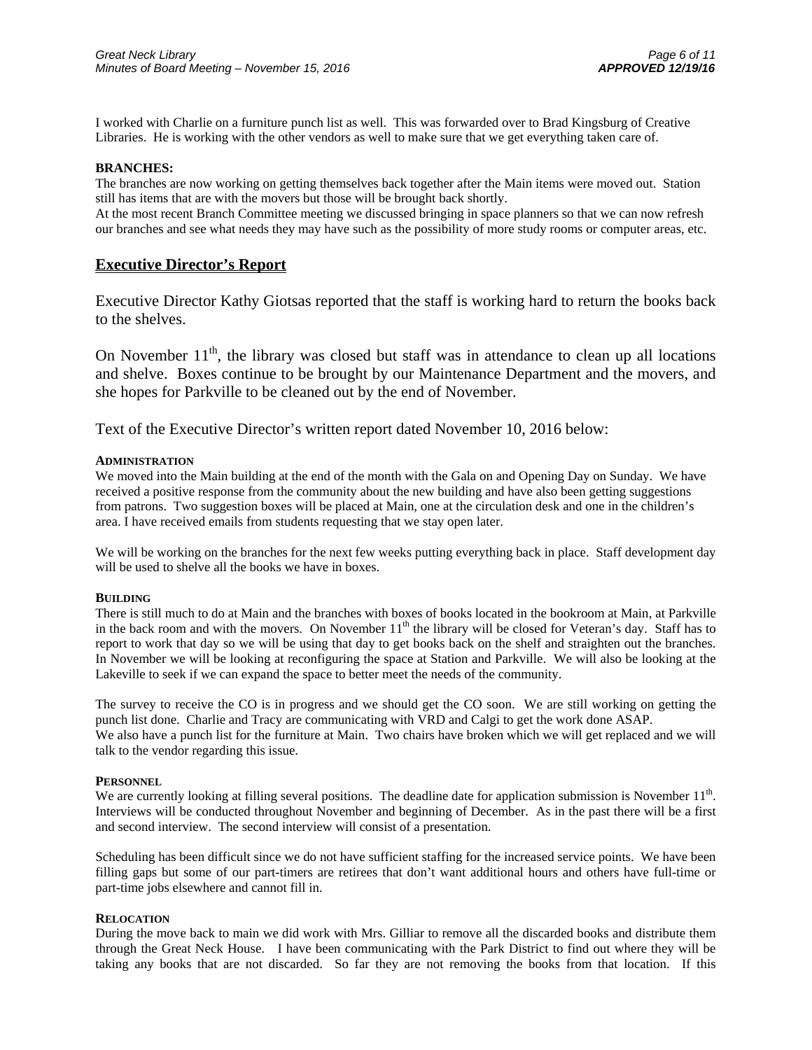I worked with Charlie on a furniture punch list as well. This was forwarded over to Brad Kingsburg of Creative Libraries. He is working with the other vendors as well to make sure that we get everything taken care of.

**BRANCHES:**

The branches are now working on getting themselves back together after the Main items were moved out. Station still has items that are with the movers but those will be brought back shortly.

At the most recent Branch Committee meeting we discussed bringing in space planners so that we can now refresh our branches and see what needs they may have such as the possibility of more study rooms or computer areas, etc.

## Executive Director's Report

Executive Director Kathy Giotsas reported that the staff is working hard to return the books back to the shelves.

On November 11th, the library was closed but staff was in attendance to clean up all locations and shelve. Boxes continue to be brought by our Maintenance Department and the movers, and she hopes for Parkville to be cleaned out by the end of November.

Text of the Executive Director's written report dated November 10, 2016 below:

**ADMINISTRATION**

We moved into the Main building at the end of the month with the Gala on and Opening Day on Sunday. We have received a positive response from the community about the new building and have also been getting suggestions from patrons. Two suggestion boxes will be placed at Main, one at the circulation desk and one in the children's area. I have received emails from students requesting that we stay open later.

We will be working on the branches for the next few weeks putting everything back in place. Staff development day will be used to shelve all the books we have in boxes.

**BUILDING**

There is still much to do at Main and the branches with boxes of books located in the bookroom at Main, at Parkville in the back room and with the movers. On November 11th the library will be closed for Veteran's day. Staff has to report to work that day so we will be using that day to get books back on the shelf and straighten out the branches. In November we will be looking at reconfiguring the space at Station and Parkville. We will also be looking at the Lakeville to seek if we can expand the space to better meet the needs of the community.

The survey to receive the CO is in progress and we should get the CO soon. We are still working on getting the punch list done. Charlie and Tracy are communicating with VRD and Calgi to get the work done ASAP.

We also have a punch list for the furniture at Main. Two chairs have broken which we will get replaced and we will talk to the vendor regarding this issue.

**PERSONNEL**

We are currently looking at filling several positions. The deadline date for application submission is November 11th. Interviews will be conducted throughout November and beginning of December. As in the past there will be a first and second interview. The second interview will consist of a presentation.

Scheduling has been difficult since we do not have sufficient staffing for the increased service points. We have been filling gaps but some of our part-timers are retirees that don't want additional hours and others have full-time or part-time jobs elsewhere and cannot fill in.

**RELOCATION**

During the move back to main we did work with Mrs. Gilliar to remove all the discarded books and distribute them through the Great Neck House. I have been communicating with the Park District to find out where they will be taking any books that are not discarded. So far they are not removing the books from that location. If this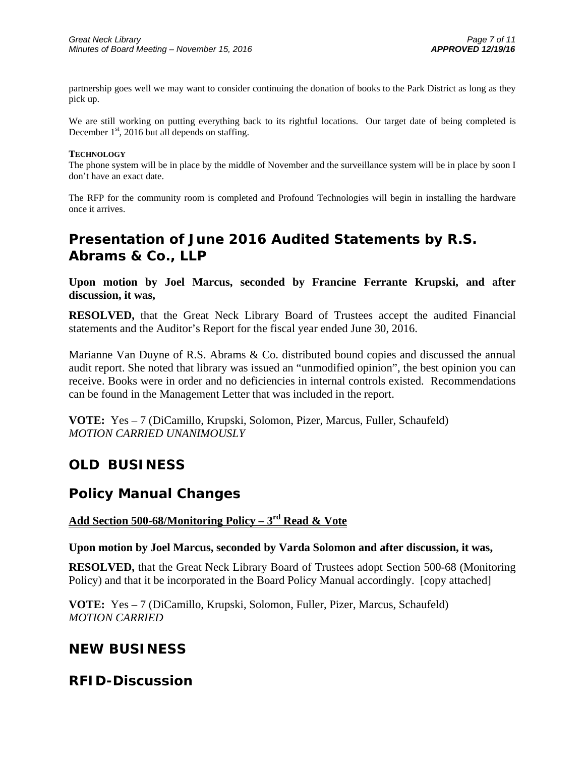partnership goes well we may want to consider continuing the donation of books to the Park District as long as they pick up.

We are still working on putting everything back to its rightful locations. Our target date of being completed is December 1st, 2016 but all depends on staffing.

**TECHNOLOGY**

The phone system will be in place by the middle of November and the surveillance system will be in place by soon I don't have an exact date.

The RFP for the community room is completed and Profound Technologies will begin in installing the hardware once it arrives.

## Presentation of June 2016 Audited Statements by R.S. Abrams & Co., LLP

**Upon motion by Joel Marcus, seconded by Francine Ferrante Krupski, and after discussion, it was,**

**RESOLVED,** that the Great Neck Library Board of Trustees accept the audited Financial statements and the Auditor's Report for the fiscal year ended June 30, 2016.

Marianne Van Duyne of R.S. Abrams & Co. distributed bound copies and discussed the annual audit report. She noted that library was issued an "unmodified opinion", the best opinion you can receive. Books were in order and no deficiencies in internal controls existed. Recommendations can be found in the Management Letter that was included in the report.

**VOTE:** Yes – 7 (DiCamillo, Krupski, Solomon, Pizer, Marcus, Fuller, Schaufeld)
*MOTION CARRIED UNANIMOUSLY*

## OLD BUSINESS

## Policy Manual Changes

**Add Section 500-68/Monitoring Policy – 3rd Read & Vote**

**Upon motion by Joel Marcus, seconded by Varda Solomon and after discussion, it was,**

**RESOLVED,** that the Great Neck Library Board of Trustees adopt Section 500-68 (Monitoring Policy) and that it be incorporated in the Board Policy Manual accordingly. [copy attached]

**VOTE:** Yes – 7 (DiCamillo, Krupski, Solomon, Fuller, Pizer, Marcus, Schaufeld)
*MOTION CARRIED*

## NEW BUSINESS

## RFID-Discussion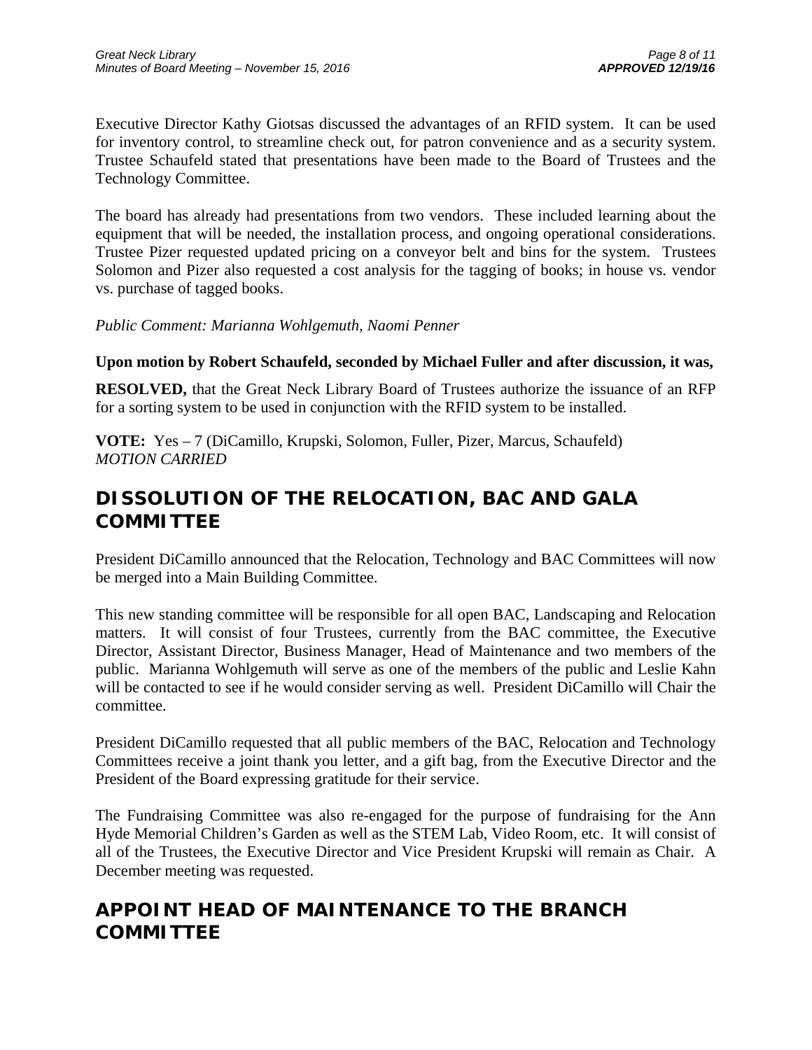Executive Director Kathy Giotsas discussed the advantages of an RFID system. It can be used for inventory control, to streamline check out, for patron convenience and as a security system. Trustee Schaufeld stated that presentations have been made to the Board of Trustees and the Technology Committee.

The board has already had presentations from two vendors. These included learning about the equipment that will be needed, the installation process, and ongoing operational considerations. Trustee Pizer requested updated pricing on a conveyor belt and bins for the system. Trustees Solomon and Pizer also requested a cost analysis for the tagging of books; in house vs. vendor vs. purchase of tagged books.

*Public Comment: Marianna Wohlgemuth, Naomi Penner*

**Upon motion by Robert Schaufeld, seconded by Michael Fuller and after discussion, it was,**

**RESOLVED,** that the Great Neck Library Board of Trustees authorize the issuance of an RFP for a sorting system to be used in conjunction with the RFID system to be installed.

**VOTE:** Yes – 7 (DiCamillo, Krupski, Solomon, Fuller, Pizer, Marcus, Schaufeld)
*MOTION CARRIED*

## DISSOLUTION OF THE RELOCATION, BAC AND GALA COMMITTEE

President DiCamillo announced that the Relocation, Technology and BAC Committees will now be merged into a Main Building Committee.

This new standing committee will be responsible for all open BAC, Landscaping and Relocation matters. It will consist of four Trustees, currently from the BAC committee, the Executive Director, Assistant Director, Business Manager, Head of Maintenance and two members of the public. Marianna Wohlgemuth will serve as one of the members of the public and Leslie Kahn will be contacted to see if he would consider serving as well. President DiCamillo will Chair the committee.

President DiCamillo requested that all public members of the BAC, Relocation and Technology Committees receive a joint thank you letter, and a gift bag, from the Executive Director and the President of the Board expressing gratitude for their service.

The Fundraising Committee was also re-engaged for the purpose of fundraising for the Ann Hyde Memorial Children's Garden as well as the STEM Lab, Video Room, etc. It will consist of all of the Trustees, the Executive Director and Vice President Krupski will remain as Chair. A December meeting was requested.

## APPOINT HEAD OF MAINTENANCE TO THE BRANCH COMMITTEE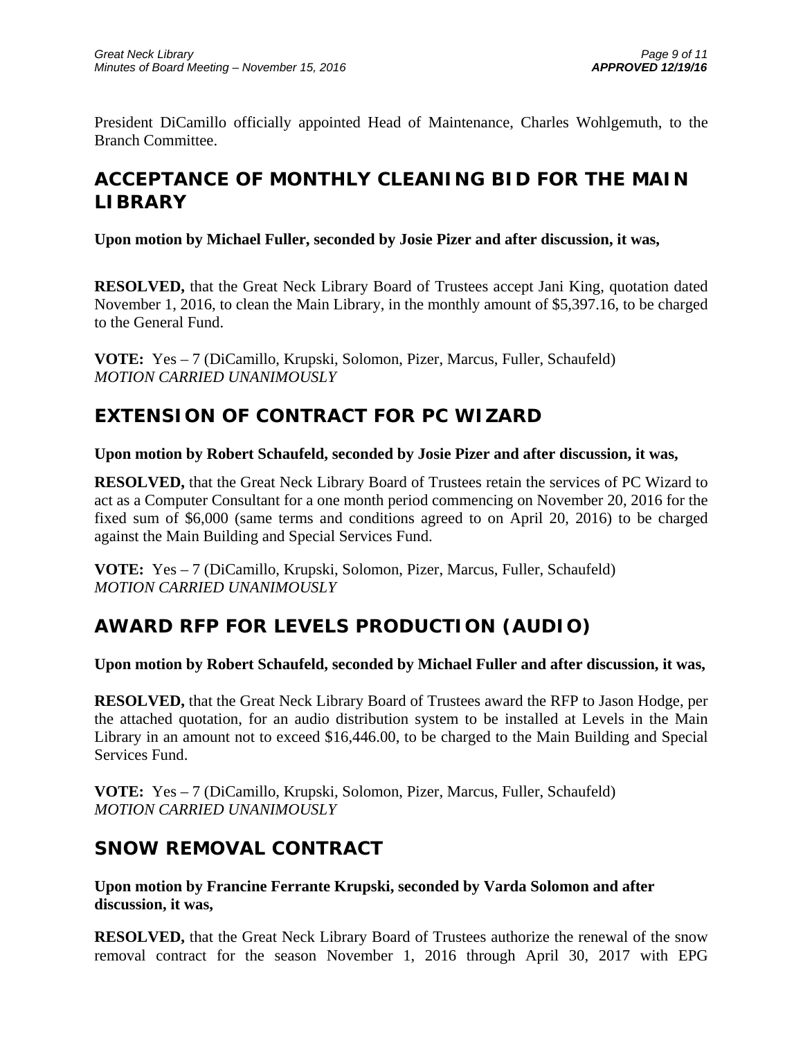President DiCamillo officially appointed Head of Maintenance, Charles Wohlgemuth, to the Branch Committee.

## ACCEPTANCE OF MONTHLY CLEANING BID FOR THE MAIN LIBRARY

**Upon motion by Michael Fuller, seconded by Josie Pizer and after discussion, it was,**

**RESOLVED,** that the Great Neck Library Board of Trustees accept Jani King, quotation dated November 1, 2016, to clean the Main Library, in the monthly amount of $5,397.16, to be charged to the General Fund.

**VOTE:** Yes – 7 (DiCamillo, Krupski, Solomon, Pizer, Marcus, Fuller, Schaufeld)
*MOTION CARRIED UNANIMOUSLY*

## EXTENSION OF CONTRACT FOR PC WIZARD

**Upon motion by Robert Schaufeld, seconded by Josie Pizer and after discussion, it was,**

**RESOLVED,** that the Great Neck Library Board of Trustees retain the services of PC Wizard to act as a Computer Consultant for a one month period commencing on November 20, 2016 for the fixed sum of $6,000 (same terms and conditions agreed to on April 20, 2016) to be charged against the Main Building and Special Services Fund.

**VOTE:** Yes – 7 (DiCamillo, Krupski, Solomon, Pizer, Marcus, Fuller, Schaufeld)
*MOTION CARRIED UNANIMOUSLY*

## AWARD RFP FOR LEVELS PRODUCTION (AUDIO)

**Upon motion by Robert Schaufeld, seconded by Michael Fuller and after discussion, it was,**

**RESOLVED,** that the Great Neck Library Board of Trustees award the RFP to Jason Hodge, per the attached quotation, for an audio distribution system to be installed at Levels in the Main Library in an amount not to exceed $16,446.00, to be charged to the Main Building and Special Services Fund.

**VOTE:** Yes – 7 (DiCamillo, Krupski, Solomon, Pizer, Marcus, Fuller, Schaufeld)
*MOTION CARRIED UNANIMOUSLY*

## SNOW REMOVAL CONTRACT

**Upon motion by Francine Ferrante Krupski, seconded by Varda Solomon and after discussion, it was,**

**RESOLVED,** that the Great Neck Library Board of Trustees authorize the renewal of the snow removal contract for the season November 1, 2016 through April 30, 2017 with EPG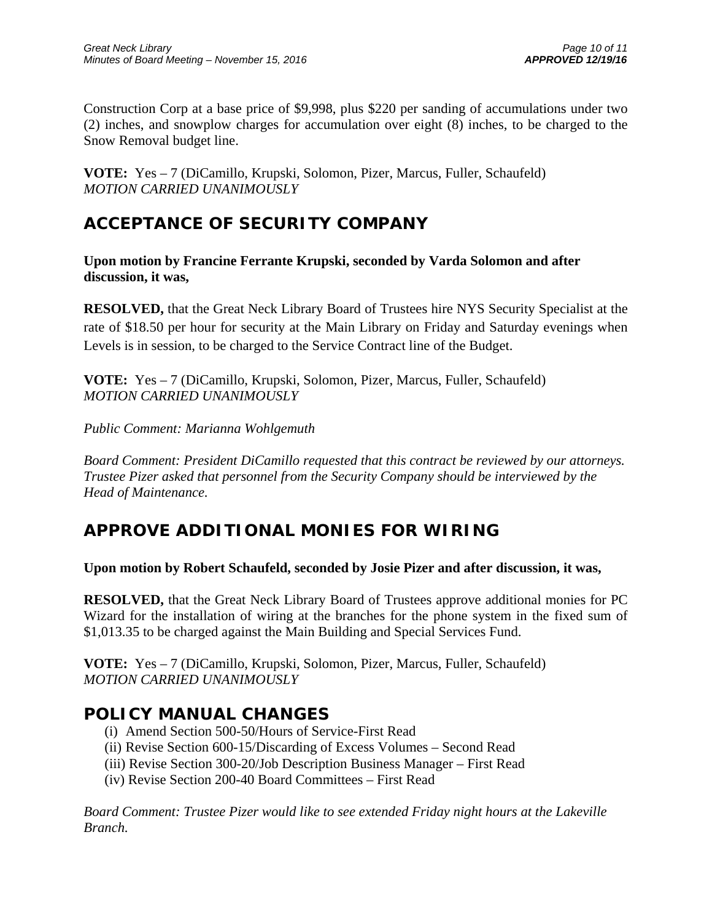Construction Corp at a base price of $9,998, plus $220 per sanding of accumulations under two (2) inches, and snowplow charges for accumulation over eight (8) inches, to be charged to the Snow Removal budget line.

**VOTE:** Yes – 7 (DiCamillo, Krupski, Solomon, Pizer, Marcus, Fuller, Schaufeld)
*MOTION CARRIED UNANIMOUSLY*

## ACCEPTANCE OF SECURITY COMPANY

**Upon motion by Francine Ferrante Krupski, seconded by Varda Solomon and after discussion, it was,**

**RESOLVED,** that the Great Neck Library Board of Trustees hire NYS Security Specialist at the rate of $18.50 per hour for security at the Main Library on Friday and Saturday evenings when Levels is in session, to be charged to the Service Contract line of the Budget.

**VOTE:** Yes – 7 (DiCamillo, Krupski, Solomon, Pizer, Marcus, Fuller, Schaufeld)
*MOTION CARRIED UNANIMOUSLY*

*Public Comment: Marianna Wohlgemuth*

*Board Comment: President DiCamillo requested that this contract be reviewed by our attorneys. Trustee Pizer asked that personnel from the Security Company should be interviewed by the Head of Maintenance.*

## APPROVE ADDITIONAL MONIES FOR WIRING

**Upon motion by Robert Schaufeld, seconded by Josie Pizer and after discussion, it was,**

**RESOLVED,** that the Great Neck Library Board of Trustees approve additional monies for PC Wizard for the installation of wiring at the branches for the phone system in the fixed sum of $1,013.35 to be charged against the Main Building and Special Services Fund.

**VOTE:** Yes – 7 (DiCamillo, Krupski, Solomon, Pizer, Marcus, Fuller, Schaufeld)
*MOTION CARRIED UNANIMOUSLY*

## POLICY MANUAL CHANGES

(i) Amend Section 500-50/Hours of Service-First Read
(ii) Revise Section 600-15/Discarding of Excess Volumes – Second Read
(iii) Revise Section 300-20/Job Description Business Manager – First Read
(iv) Revise Section 200-40 Board Committees – First Read

*Board Comment: Trustee Pizer would like to see extended Friday night hours at the Lakeville Branch.*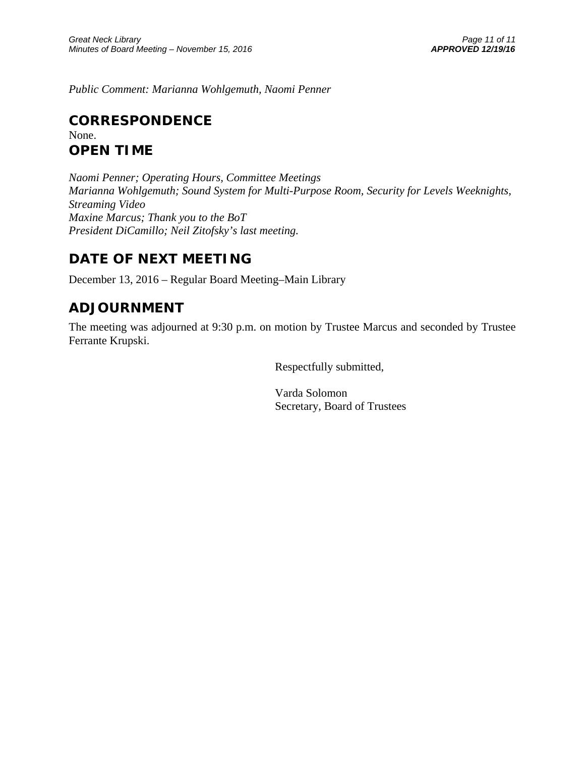*Public Comment: Marianna Wohlgemuth, Naomi Penner*

## CORRESPONDENCE

None.

## OPEN TIME

*Naomi Penner; Operating Hours, Committee Meetings*
*Marianna Wohlgemuth; Sound System for Multi-Purpose Room, Security for Levels Weeknights, Streaming Video*
*Maxine Marcus; Thank you to the BoT*
*President DiCamillo; Neil Zitofsky's last meeting.*

## DATE OF NEXT MEETING

December 13, 2016 – Regular Board Meeting–Main Library

## ADJOURNMENT

The meeting was adjourned at 9:30 p.m. on motion by Trustee Marcus and seconded by Trustee Ferrante Krupski.

Respectfully submitted,

Varda Solomon
Secretary, Board of Trustees